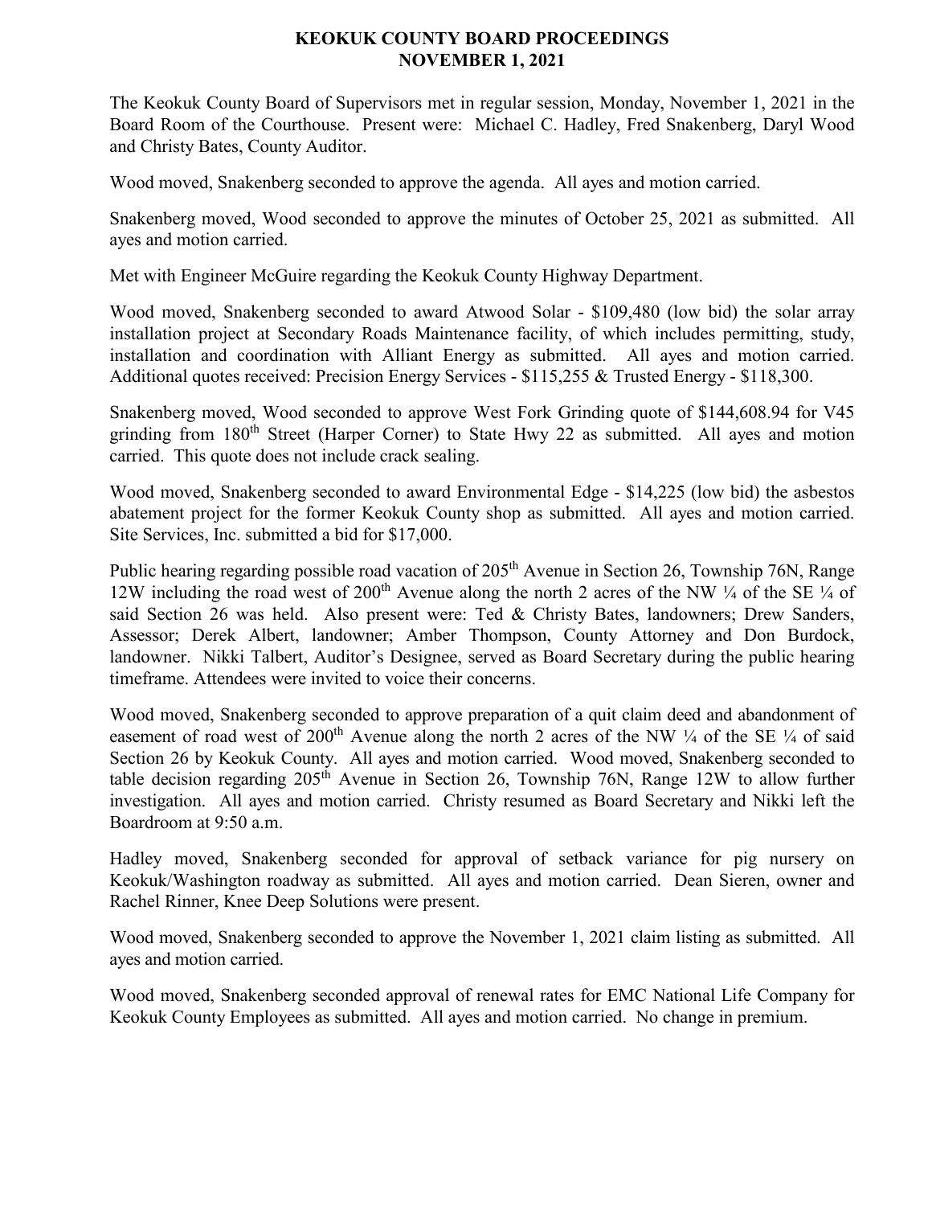# KEOKUK COUNTY BOARD PROCEEDINGS
# NOVEMBER 1, 2021

The Keokuk County Board of Supervisors met in regular session, Monday, November 1, 2021 in the Board Room of the Courthouse. Present were: Michael C. Hadley, Fred Snakenberg, Daryl Wood and Christy Bates, County Auditor.

Wood moved, Snakenberg seconded to approve the agenda. All ayes and motion carried.

Snakenberg moved, Wood seconded to approve the minutes of October 25, 2021 as submitted. All ayes and motion carried.

Met with Engineer McGuire regarding the Keokuk County Highway Department.

Wood moved, Snakenberg seconded to award Atwood Solar - $109,480 (low bid) the solar array installation project at Secondary Roads Maintenance facility, of which includes permitting, study, installation and coordination with Alliant Energy as submitted. All ayes and motion carried. Additional quotes received: Precision Energy Services - $115,255 & Trusted Energy - $118,300.

Snakenberg moved, Wood seconded to approve West Fork Grinding quote of $144,608.94 for V45 grinding from 180th Street (Harper Corner) to State Hwy 22 as submitted. All ayes and motion carried. This quote does not include crack sealing.

Wood moved, Snakenberg seconded to award Environmental Edge - $14,225 (low bid) the asbestos abatement project for the former Keokuk County shop as submitted. All ayes and motion carried. Site Services, Inc. submitted a bid for $17,000.

Public hearing regarding possible road vacation of 205th Avenue in Section 26, Township 76N, Range 12W including the road west of 200th Avenue along the north 2 acres of the NW ¼ of the SE ¼ of said Section 26 was held. Also present were: Ted & Christy Bates, landowners; Drew Sanders, Assessor; Derek Albert, landowner; Amber Thompson, County Attorney and Don Burdock, landowner. Nikki Talbert, Auditor's Designee, served as Board Secretary during the public hearing timeframe. Attendees were invited to voice their concerns.

Wood moved, Snakenberg seconded to approve preparation of a quit claim deed and abandonment of easement of road west of 200th Avenue along the north 2 acres of the NW ¼ of the SE ¼ of said Section 26 by Keokuk County. All ayes and motion carried. Wood moved, Snakenberg seconded to table decision regarding 205th Avenue in Section 26, Township 76N, Range 12W to allow further investigation. All ayes and motion carried. Christy resumed as Board Secretary and Nikki left the Boardroom at 9:50 a.m.

Hadley moved, Snakenberg seconded for approval of setback variance for pig nursery on Keokuk/Washington roadway as submitted. All ayes and motion carried. Dean Sieren, owner and Rachel Rinner, Knee Deep Solutions were present.

Wood moved, Snakenberg seconded to approve the November 1, 2021 claim listing as submitted. All ayes and motion carried.

Wood moved, Snakenberg seconded approval of renewal rates for EMC National Life Company for Keokuk County Employees as submitted. All ayes and motion carried. No change in premium.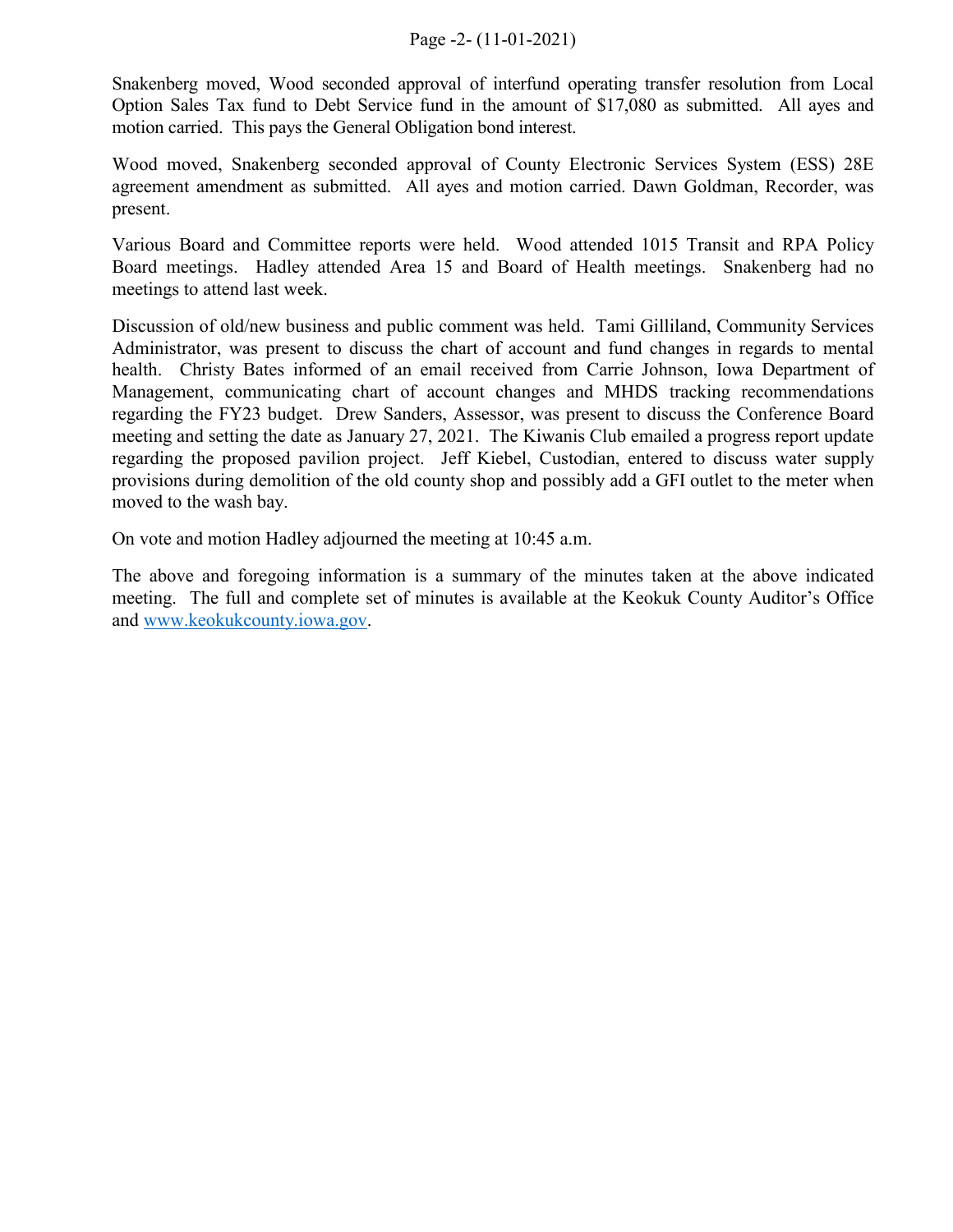Snakenberg moved, Wood seconded approval of interfund operating transfer resolution from Local Option Sales Tax fund to Debt Service fund in the amount of $17,080 as submitted. All ayes and motion carried. This pays the General Obligation bond interest.

Wood moved, Snakenberg seconded approval of County Electronic Services System (ESS) 28E agreement amendment as submitted. All ayes and motion carried. Dawn Goldman, Recorder, was present.

Various Board and Committee reports were held. Wood attended 1015 Transit and RPA Policy Board meetings. Hadley attended Area 15 and Board of Health meetings. Snakenberg had no meetings to attend last week.

Discussion of old/new business and public comment was held. Tami Gilliland, Community Services Administrator, was present to discuss the chart of account and fund changes in regards to mental health. Christy Bates informed of an email received from Carrie Johnson, Iowa Department of Management, communicating chart of account changes and MHDS tracking recommendations regarding the FY23 budget. Drew Sanders, Assessor, was present to discuss the Conference Board meeting and setting the date as January 27, 2021. The Kiwanis Club emailed a progress report update regarding the proposed pavilion project. Jeff Kiebel, Custodian, entered to discuss water supply provisions during demolition of the old county shop and possibly add a GFI outlet to the meter when moved to the wash bay.

On vote and motion Hadley adjourned the meeting at 10:45 a.m.

The above and foregoing information is a summary of the minutes taken at the above indicated meeting. The full and complete set of minutes is available at the Keokuk County Auditor's Office and www.keokukcounty.iowa.gov.